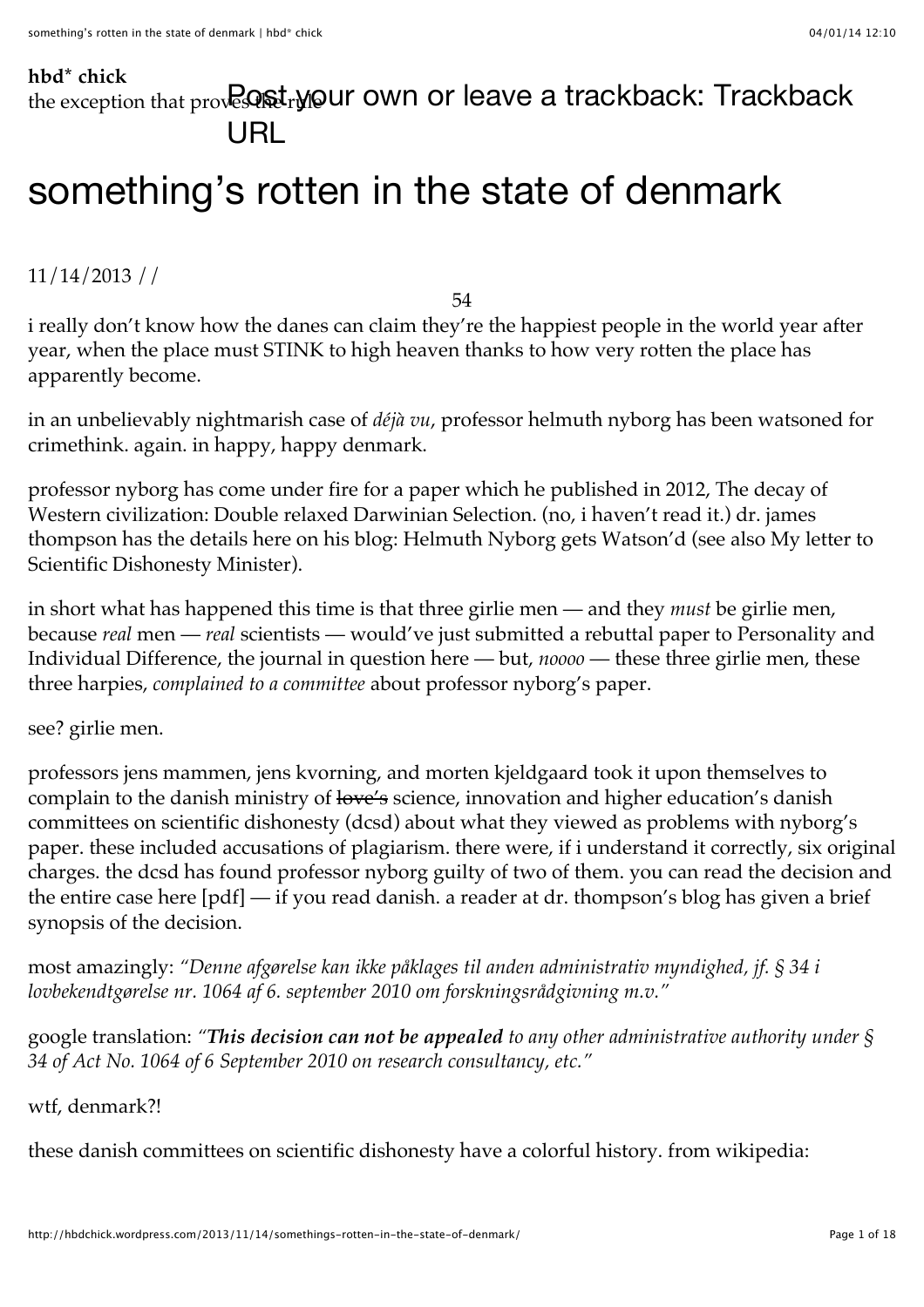**hbd* chick**

the exception that proves the rule

Post your own or leave a trackback: Trackback URL

# something's rotten in the state of denmark

11/14/2013 / /

54

i really don't know how the danes can claim they're the happiest people in the world year after year, when the place must STINK to high heaven thanks to how very rotten the place has apparently become.

in an unbelievably nightmarish case of *déjà vu*, professor helmuth nyborg has been watsoned for crimethink. again. in happy, happy denmark.

professor nyborg has come under fire for a paper which he published in 2012, The decay of Western civilization: Double relaxed Darwinian Selection. (no, i haven't read it.) dr. james thompson has the details here on his blog: Helmuth Nyborg gets Watson'd (see also My letter to Scientific Dishonesty Minister).

in short what has happened this time is that three girlie men — and they *must* be girlie men, because *real* men — *real* scientists — would've just submitted a rebuttal paper to Personality and Individual Difference, the journal in question here — but, *noooo* — these three girlie men, these three harpies, *complained to a committee* about professor nyborg's paper.

see? girlie men.

professors jens mammen, jens kvorning, and morten kjeldgaard took it upon themselves to complain to the danish ministry of ~~love's~~ science, innovation and higher education's danish committees on scientific dishonesty (dcsd) about what they viewed as problems with nyborg's paper. these included accusations of plagiarism. there were, if i understand it correctly, six original charges. the dcsd has found professor nyborg guilty of two of them. you can read the decision and the entire case here [pdf] — if you read danish. a reader at dr. thompson's blog has given a brief synopsis of the decision.

most amazingly: *"Denne afgørelse kan ikke påklages til anden administrativ myndighed, jf. § 34 i lovbekendtgørelse nr. 1064 af 6. september 2010 om forskningsrådgivning m.v."*

google translation: *"**This decision can not be appealed** to any other administrative authority under § 34 of Act No. 1064 of 6 September 2010 on research consultancy, etc."*

wtf, denmark?!

these danish committees on scientific dishonesty have a colorful history. from wikipedia: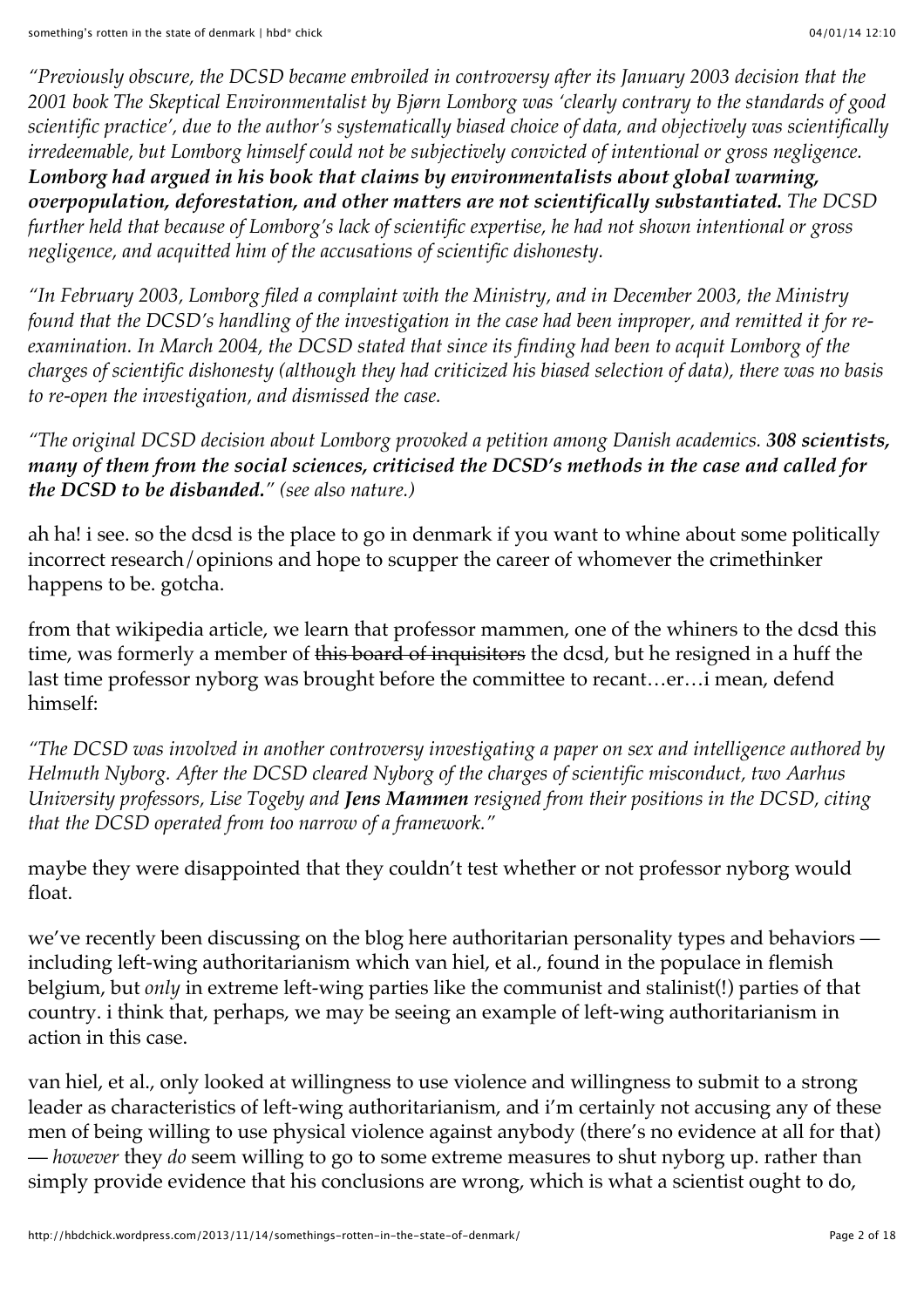*"Previously obscure, the DCSD became embroiled in controversy after its January 2003 decision that the 2001 book The Skeptical Environmentalist by Bjørn Lomborg was 'clearly contrary to the standards of good scientific practice', due to the author's systematically biased choice of data, and objectively was scientifically irredeemable, but Lomborg himself could not be subjectively convicted of intentional or gross negligence.* ***Lomborg had argued in his book that claims by environmentalists about global warming, overpopulation, deforestation, and other matters are not scientifically substantiated.*** *The DCSD further held that because of Lomborg's lack of scientific expertise, he had not shown intentional or gross negligence, and acquitted him of the accusations of scientific dishonesty.*

*"In February 2003, Lomborg filed a complaint with the Ministry, and in December 2003, the Ministry found that the DCSD's handling of the investigation in the case had been improper, and remitted it for re-examination. In March 2004, the DCSD stated that since its finding had been to acquit Lomborg of the charges of scientific dishonesty (although they had criticized his biased selection of data), there was no basis to re-open the investigation, and dismissed the case.*

*"The original DCSD decision about Lomborg provoked a petition among Danish academics.* ***308 scientists, many of them from the social sciences, criticised the DCSD's methods in the case and called for the DCSD to be disbanded.****" (see also nature.)*

ah ha! i see. so the dcsd is the place to go in denmark if you want to whine about some politically incorrect research/opinions and hope to scupper the career of whomever the crimethinker happens to be. gotcha.

from that wikipedia article, we learn that professor mammen, one of the whiners to the dcsd this time, was formerly a member of ~~this board of inquisitors~~ the dcsd, but he resigned in a huff the last time professor nyborg was brought before the committee to recant…er…i mean, defend himself:

*"The DCSD was involved in another controversy investigating a paper on sex and intelligence authored by Helmuth Nyborg. After the DCSD cleared Nyborg of the charges of scientific misconduct, two Aarhus University professors, Lise Togeby and* ***Jens Mammen*** *resigned from their positions in the DCSD, citing that the DCSD operated from too narrow of a framework."*

maybe they were disappointed that they couldn't test whether or not professor nyborg would float.

we've recently been discussing on the blog here authoritarian personality types and behaviors — including left-wing authoritarianism which van hiel, et al., found in the populace in flemish belgium, but *only* in extreme left-wing parties like the communist and stalinist(!) parties of that country. i think that, perhaps, we may be seeing an example of left-wing authoritarianism in action in this case.

van hiel, et al., only looked at willingness to use violence and willingness to submit to a strong leader as characteristics of left-wing authoritarianism, and i'm certainly not accusing any of these men of being willing to use physical violence against anybody (there's no evidence at all for that) — *however* they *do* seem willing to go to some extreme measures to shut nyborg up. rather than simply provide evidence that his conclusions are wrong, which is what a scientist ought to do,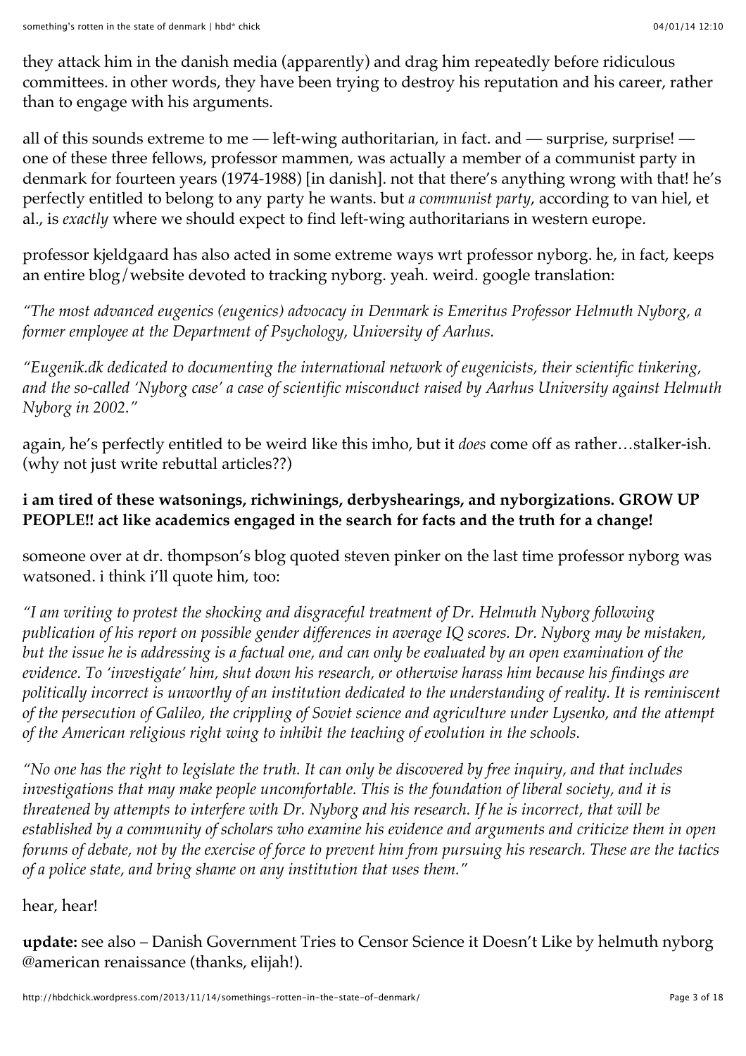they attack him in the danish media (apparently) and drag him repeatedly before ridiculous committees. in other words, they have been trying to destroy his reputation and his career, rather than to engage with his arguments.

all of this sounds extreme to me — left-wing authoritarian, in fact. and — surprise, surprise! — one of these three fellows, professor mammen, was actually a member of a communist party in denmark for fourteen years (1974-1988) [in danish]. not that there's anything wrong with that! he's perfectly entitled to belong to any party he wants. but *a communist party*, according to van hiel, et al., is *exactly* where we should expect to find left-wing authoritarians in western europe.

professor kjeldgaard has also acted in some extreme ways wrt professor nyborg. he, in fact, keeps an entire blog/website devoted to tracking nyborg. yeah. weird. google translation:

*"The most advanced eugenics (eugenics) advocacy in Denmark is Emeritus Professor Helmuth Nyborg, a former employee at the Department of Psychology, University of Aarhus.*

*"Eugenik.dk dedicated to documenting the international network of eugenicists, their scientific tinkering, and the so-called 'Nyborg case' a case of scientific misconduct raised by Aarhus University against Helmuth Nyborg in 2002."*

again, he's perfectly entitled to be weird like this imho, but it *does* come off as rather…stalker-ish. (why not just write rebuttal articles??)

**i am tired of these watsonings, richwinings, derbyshearings, and nyborgizations. GROW UP PEOPLE!! act like academics engaged in the search for facts and the truth for a change!**

someone over at dr. thompson's blog quoted steven pinker on the last time professor nyborg was watsoned. i think i'll quote him, too:

*"I am writing to protest the shocking and disgraceful treatment of Dr. Helmuth Nyborg following publication of his report on possible gender differences in average IQ scores. Dr. Nyborg may be mistaken, but the issue he is addressing is a factual one, and can only be evaluated by an open examination of the evidence. To 'investigate' him, shut down his research, or otherwise harass him because his findings are politically incorrect is unworthy of an institution dedicated to the understanding of reality. It is reminiscent of the persecution of Galileo, the crippling of Soviet science and agriculture under Lysenko, and the attempt of the American religious right wing to inhibit the teaching of evolution in the schools.*

*"No one has the right to legislate the truth. It can only be discovered by free inquiry, and that includes investigations that may make people uncomfortable. This is the foundation of liberal society, and it is threatened by attempts to interfere with Dr. Nyborg and his research. If he is incorrect, that will be established by a community of scholars who examine his evidence and arguments and criticize them in open forums of debate, not by the exercise of force to prevent him from pursuing his research. These are the tactics of a police state, and bring shame on any institution that uses them."*

hear, hear!

**update:** see also – Danish Government Tries to Censor Science it Doesn't Like by helmuth nyborg @american renaissance (thanks, elijah!).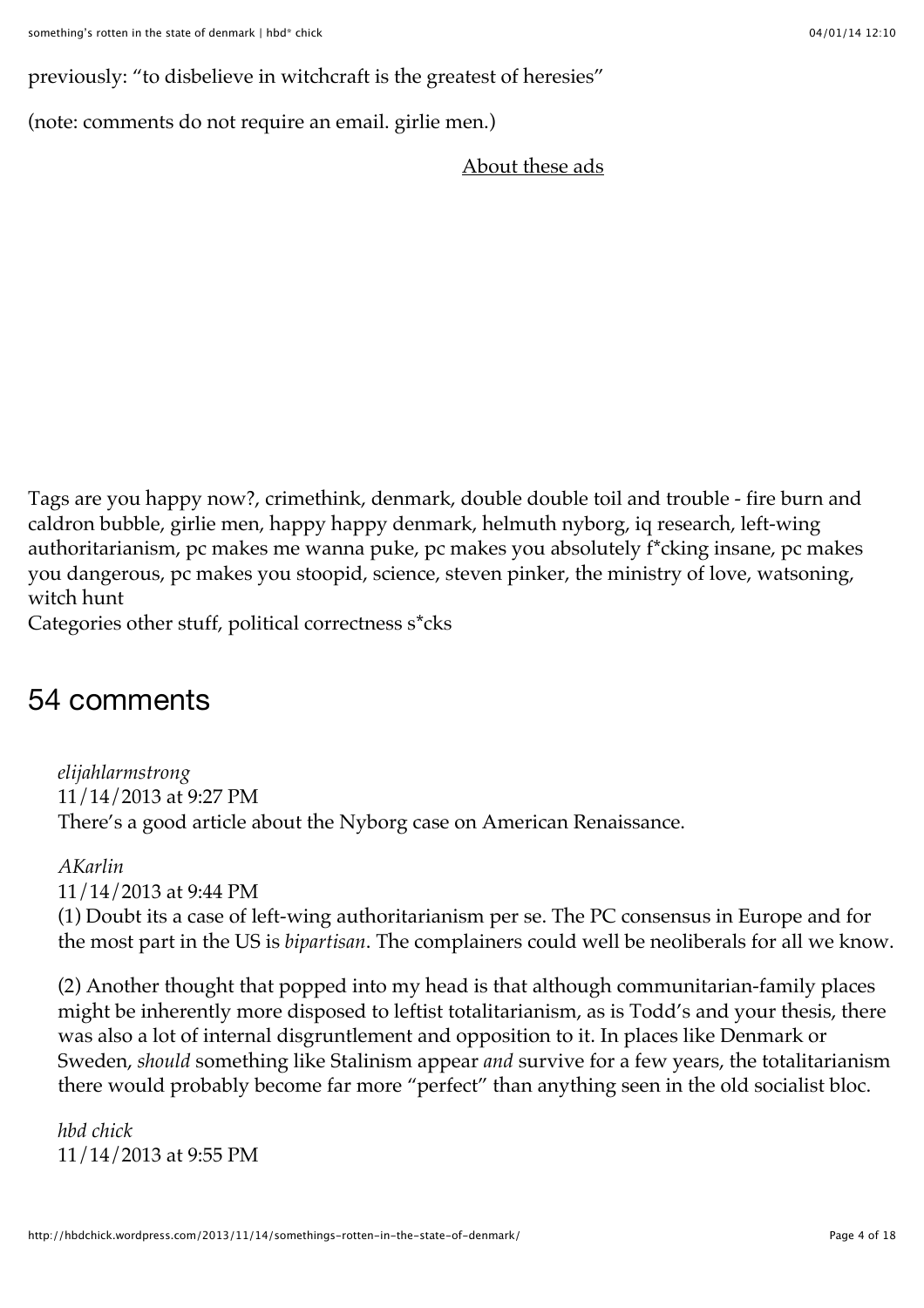previously: "to disbelieve in witchcraft is the greatest of heresies"

(note: comments do not require an email. girlie men.)

About these ads

Tags are you happy now?, crimethink, denmark, double double toil and trouble - fire burn and caldron bubble, girlie men, happy happy denmark, helmuth nyborg, iq research, left-wing authoritarianism, pc makes me wanna puke, pc makes you absolutely f*cking insane, pc makes you dangerous, pc makes you stoopid, science, steven pinker, the ministry of love, watsoning, witch hunt
Categories other stuff, political correctness s*cks

## 54 comments

*elijahlarmstrong*
11/14/2013 at 9:27 PM
There's a good article about the Nyborg case on American Renaissance.

*AKarlin*
11/14/2013 at 9:44 PM
(1) Doubt its a case of left-wing authoritarianism per se. The PC consensus in Europe and for the most part in the US is *bipartisan*. The complainers could well be neoliberals for all we know.

(2) Another thought that popped into my head is that although communitarian-family places might be inherently more disposed to leftist totalitarianism, as is Todd's and your thesis, there was also a lot of internal disgruntlement and opposition to it. In places like Denmark or Sweden, *should* something like Stalinism appear *and* survive for a few years, the totalitarianism there would probably become far more "perfect" than anything seen in the old socialist bloc.

*hbd chick*
11/14/2013 at 9:55 PM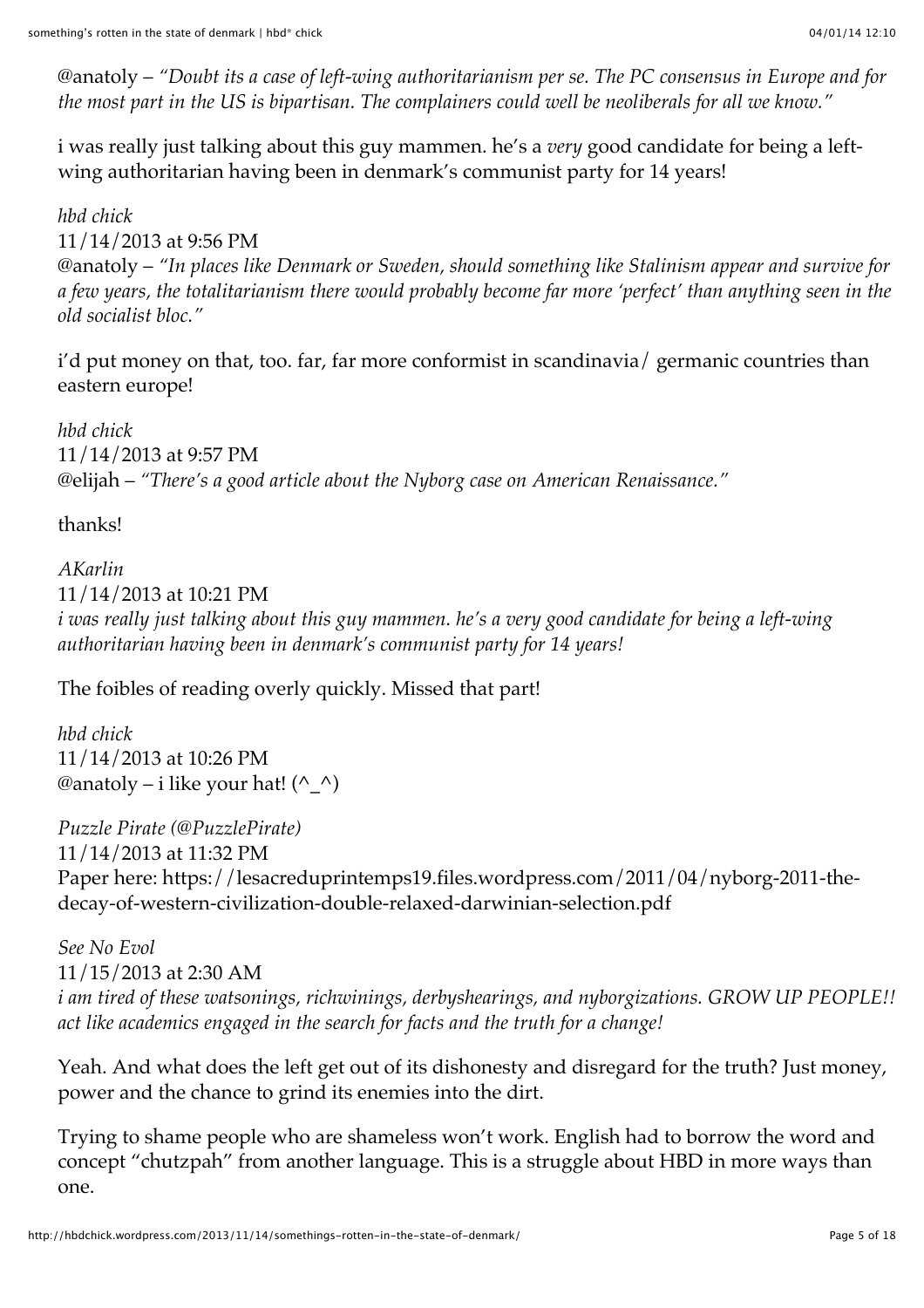@anatoly – *"Doubt its a case of left-wing authoritarianism per se. The PC consensus in Europe and for the most part in the US is bipartisan. The complainers could well be neoliberals for all we know."*

i was really just talking about this guy mammen. he's a *very* good candidate for being a left-wing authoritarian having been in denmark's communist party for 14 years!

*hbd chick*
11/14/2013 at 9:56 PM
@anatoly – *"In places like Denmark or Sweden, should something like Stalinism appear and survive for a few years, the totalitarianism there would probably become far more 'perfect' than anything seen in the old socialist bloc."*

i'd put money on that, too. far, far more conformist in scandinavia/ germanic countries than eastern europe!

*hbd chick*
11/14/2013 at 9:57 PM
@elijah – *"There's a good article about the Nyborg case on American Renaissance."*

thanks!

*AKarlin*
11/14/2013 at 10:21 PM
*i was really just talking about this guy mammen. he's a very good candidate for being a left-wing authoritarian having been in denmark's communist party for 14 years!*

The foibles of reading overly quickly. Missed that part!

*hbd chick*
11/14/2013 at 10:26 PM
@anatoly – i like your hat! (^_^)

*Puzzle Pirate (@PuzzlePirate)*
11/14/2013 at 11:32 PM
Paper here: https://lesacreduprintemps19.files.wordpress.com/2011/04/nyborg-2011-the-decay-of-western-civilization-double-relaxed-darwinian-selection.pdf

*See No Evol*
11/15/2013 at 2:30 AM
*i am tired of these watsonings, richwinings, derbyshearings, and nyborgizations. GROW UP PEOPLE!! act like academics engaged in the search for facts and the truth for a change!*

Yeah. And what does the left get out of its dishonesty and disregard for the truth? Just money, power and the chance to grind its enemies into the dirt.

Trying to shame people who are shameless won't work. English had to borrow the word and concept "chutzpah" from another language. This is a struggle about HBD in more ways than one.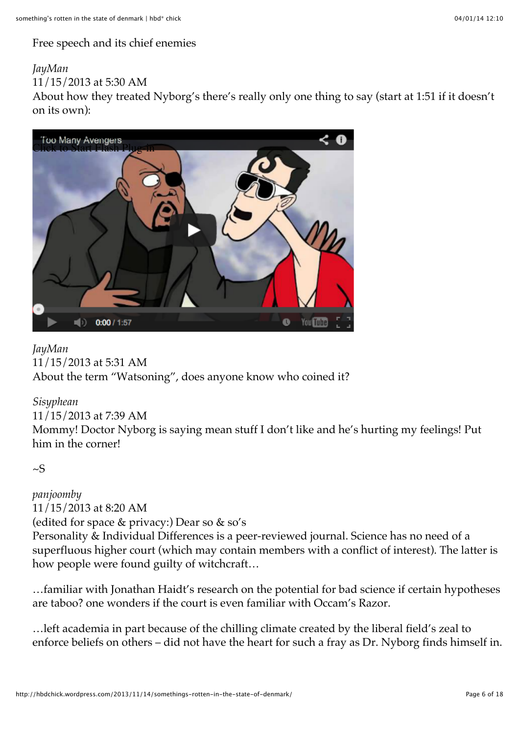Free speech and its chief enemies

*JayMan*
11/15/2013 at 5:30 AM
About how they treated Nyborg's there's really only one thing to say (start at 1:51 if it doesn't on its own):

*JayMan*
11/15/2013 at 5:31 AM
About the term "Watsoning", does anyone know who coined it?

*Sisyphean*
11/15/2013 at 7:39 AM
Mommy! Doctor Nyborg is saying mean stuff I don't like and he's hurting my feelings! Put him in the corner!

~S

*panjoomby*
11/15/2013 at 8:20 AM
(edited for space & privacy:) Dear so & so's
Personality & Individual Differences is a peer-reviewed journal. Science has no need of a superfluous higher court (which may contain members with a conflict of interest). The latter is how people were found guilty of witchcraft…

…familiar with Jonathan Haidt's research on the potential for bad science if certain hypotheses are taboo? one wonders if the court is even familiar with Occam's Razor.

…left academia in part because of the chilling climate created by the liberal field's zeal to enforce beliefs on others – did not have the heart for such a fray as Dr. Nyborg finds himself in.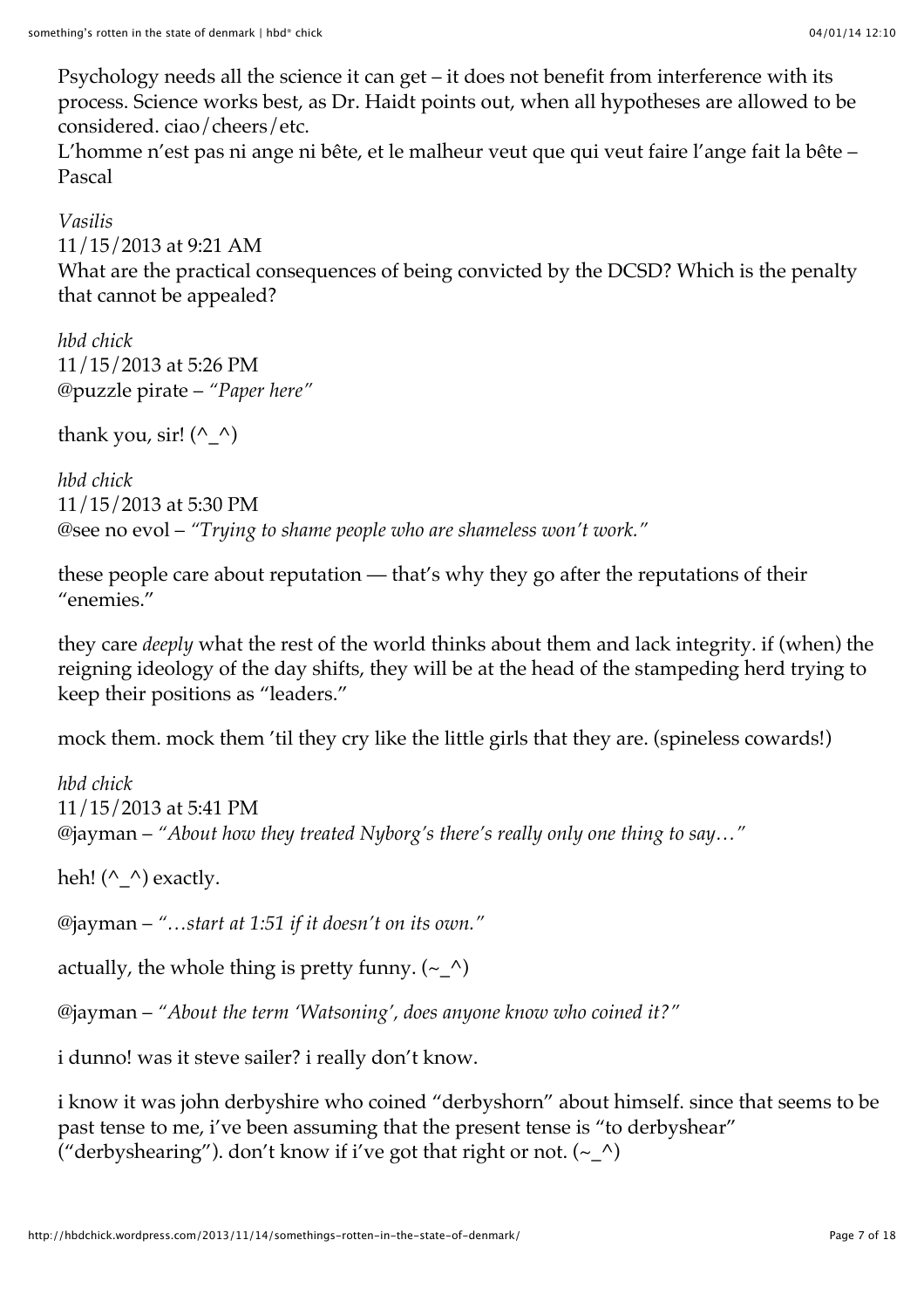Psychology needs all the science it can get – it does not benefit from interference with its process. Science works best, as Dr. Haidt points out, when all hypotheses are allowed to be considered. ciao/cheers/etc.
L'homme n'est pas ni ange ni bête, et le malheur veut que qui veut faire l'ange fait la bête – Pascal

*Vasilis*
11/15/2013 at 9:21 AM
What are the practical consequences of being convicted by the DCSD? Which is the penalty that cannot be appealed?

*hbd chick*
11/15/2013 at 5:26 PM
@puzzle pirate – *"Paper here"*

thank you, sir! (^_^)

*hbd chick*
11/15/2013 at 5:30 PM
@see no evol – *"Trying to shame people who are shameless won't work."*

these people care about reputation — that's why they go after the reputations of their "enemies."

they care *deeply* what the rest of the world thinks about them and lack integrity. if (when) the reigning ideology of the day shifts, they will be at the head of the stampeding herd trying to keep their positions as "leaders."

mock them. mock them 'til they cry like the little girls that they are. (spineless cowards!)

*hbd chick*
11/15/2013 at 5:41 PM
@jayman – *"About how they treated Nyborg's there's really only one thing to say…"*

heh! (^_^) exactly.

@jayman – *"…start at 1:51 if it doesn't on its own."*

actually, the whole thing is pretty funny. (~_^)

@jayman – *"About the term 'Watsoning', does anyone know who coined it?"*

i dunno! was it steve sailer? i really don't know.

i know it was john derbyshire who coined "derbyshorn" about himself. since that seems to be past tense to me, i've been assuming that the present tense is "to derbyshear" ("derbyshearing"). don't know if i've got that right or not. (~_^)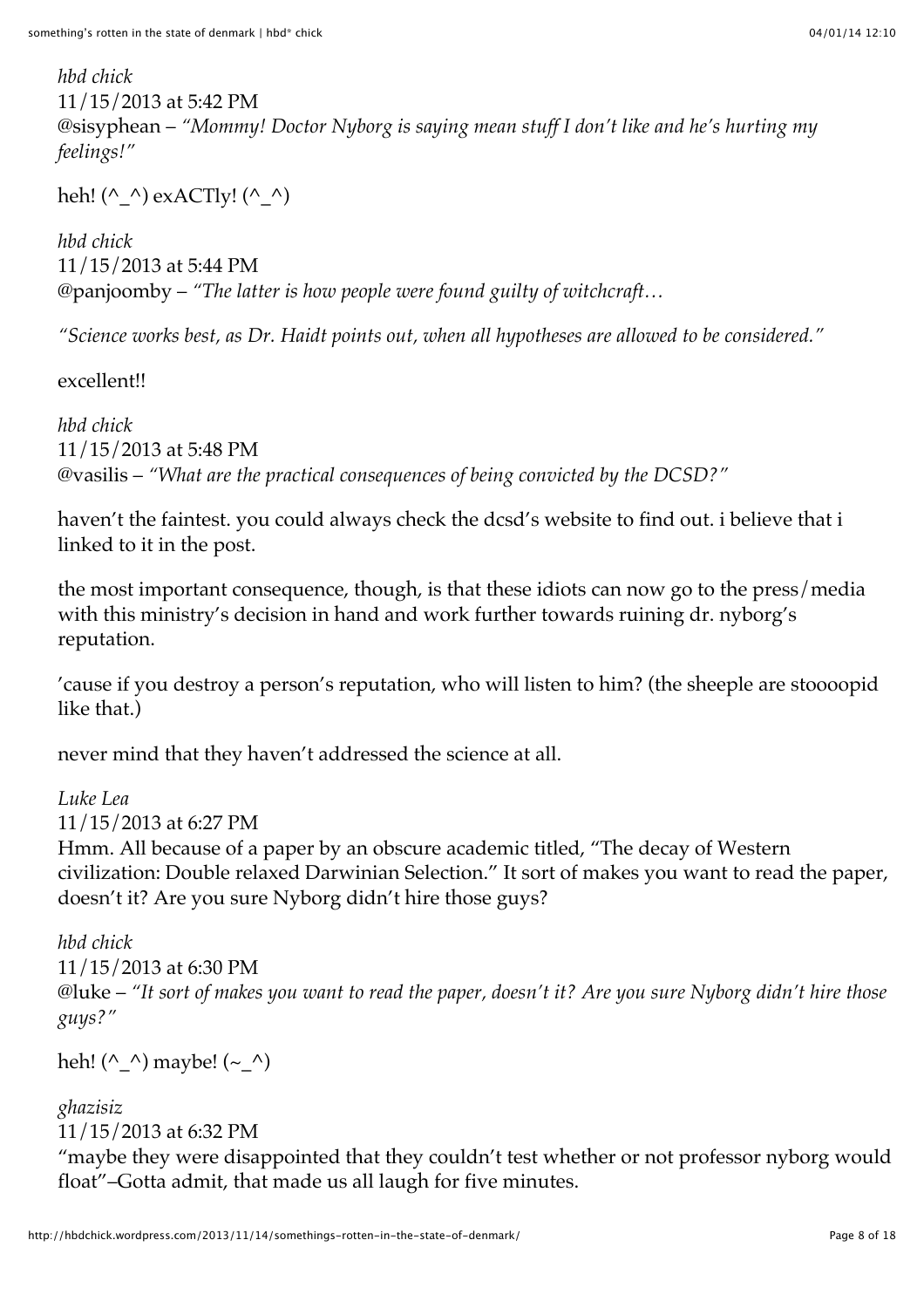*hbd chick*
11/15/2013 at 5:42 PM
@sisyphean – *"Mommy! Doctor Nyborg is saying mean stuff I don't like and he's hurting my feelings!"*

heh! (^_^) exACTly! (^_^)

*hbd chick*
11/15/2013 at 5:44 PM
@panjoomby – *"The latter is how people were found guilty of witchcraft…*

*"Science works best, as Dr. Haidt points out, when all hypotheses are allowed to be considered."*

excellent!!

*hbd chick*
11/15/2013 at 5:48 PM
@vasilis – *"What are the practical consequences of being convicted by the DCSD?"*

haven't the faintest. you could always check the dcsd's website to find out. i believe that i linked to it in the post.

the most important consequence, though, is that these idiots can now go to the press/media with this ministry's decision in hand and work further towards ruining dr. nyborg's reputation.

'cause if you destroy a person's reputation, who will listen to him? (the sheeple are stoooopid like that.)

never mind that they haven't addressed the science at all.

*Luke Lea*
11/15/2013 at 6:27 PM
Hmm. All because of a paper by an obscure academic titled, "The decay of Western civilization: Double relaxed Darwinian Selection." It sort of makes you want to read the paper, doesn't it? Are you sure Nyborg didn't hire those guys?

*hbd chick*
11/15/2013 at 6:30 PM
@luke – *"It sort of makes you want to read the paper, doesn't it? Are you sure Nyborg didn't hire those guys?"*

heh! (^_^) maybe! (~_^)

*ghazisiz*
11/15/2013 at 6:32 PM
"maybe they were disappointed that they couldn't test whether or not professor nyborg would float"–Gotta admit, that made us all laugh for five minutes.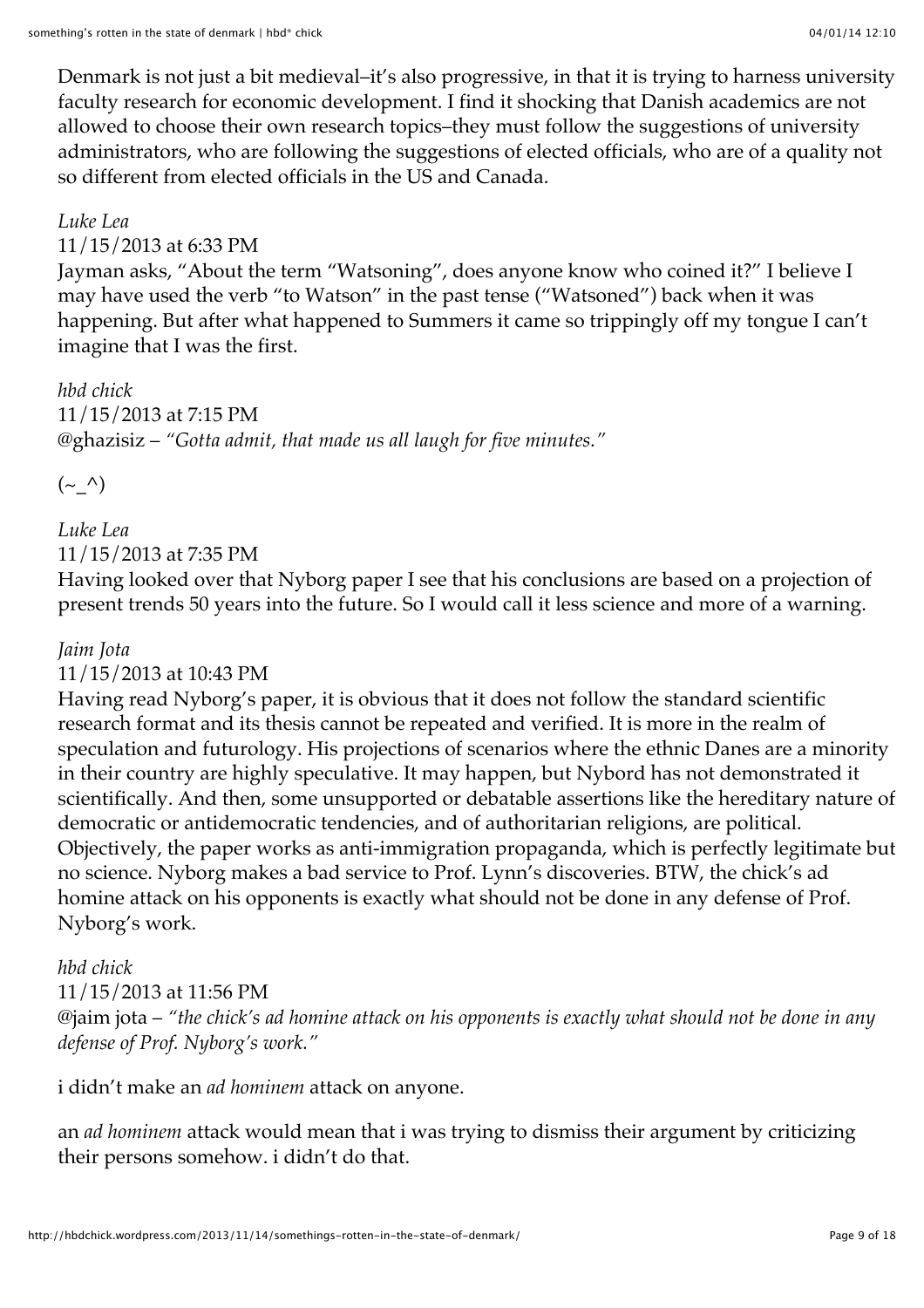Denmark is not just a bit medieval–it's also progressive, in that it is trying to harness university faculty research for economic development. I find it shocking that Danish academics are not allowed to choose their own research topics–they must follow the suggestions of university administrators, who are following the suggestions of elected officials, who are of a quality not so different from elected officials in the US and Canada.

*Luke Lea*

11/15/2013 at 6:33 PM

Jayman asks, "About the term "Watsoning", does anyone know who coined it?" I believe I may have used the verb "to Watson" in the past tense ("Watsoned") back when it was happening. But after what happened to Summers it came so trippingly off my tongue I can't imagine that I was the first.

*hbd chick*

11/15/2013 at 7:15 PM

@ghazisiz – *"Gotta admit, that made us all laugh for five minutes."*

(~_^)

*Luke Lea*

11/15/2013 at 7:35 PM

Having looked over that Nyborg paper I see that his conclusions are based on a projection of present trends 50 years into the future. So I would call it less science and more of a warning.

*Jaim Jota*

11/15/2013 at 10:43 PM

Having read Nyborg's paper, it is obvious that it does not follow the standard scientific research format and its thesis cannot be repeated and verified. It is more in the realm of speculation and futurology. His projections of scenarios where the ethnic Danes are a minority in their country are highly speculative. It may happen, but Nybord has not demonstrated it scientifically. And then, some unsupported or debatable assertions like the hereditary nature of democratic or antidemocratic tendencies, and of authoritarian religions, are political. Objectively, the paper works as anti-immigration propaganda, which is perfectly legitimate but no science. Nyborg makes a bad service to Prof. Lynn's discoveries. BTW, the chick's ad homine attack on his opponents is exactly what should not be done in any defense of Prof. Nyborg's work.

*hbd chick*

11/15/2013 at 11:56 PM

@jaim jota – *"the chick's ad homine attack on his opponents is exactly what should not be done in any defense of Prof. Nyborg's work."*

i didn't make an *ad hominem* attack on anyone.

an *ad hominem* attack would mean that i was trying to dismiss their argument by criticizing their persons somehow. i didn't do that.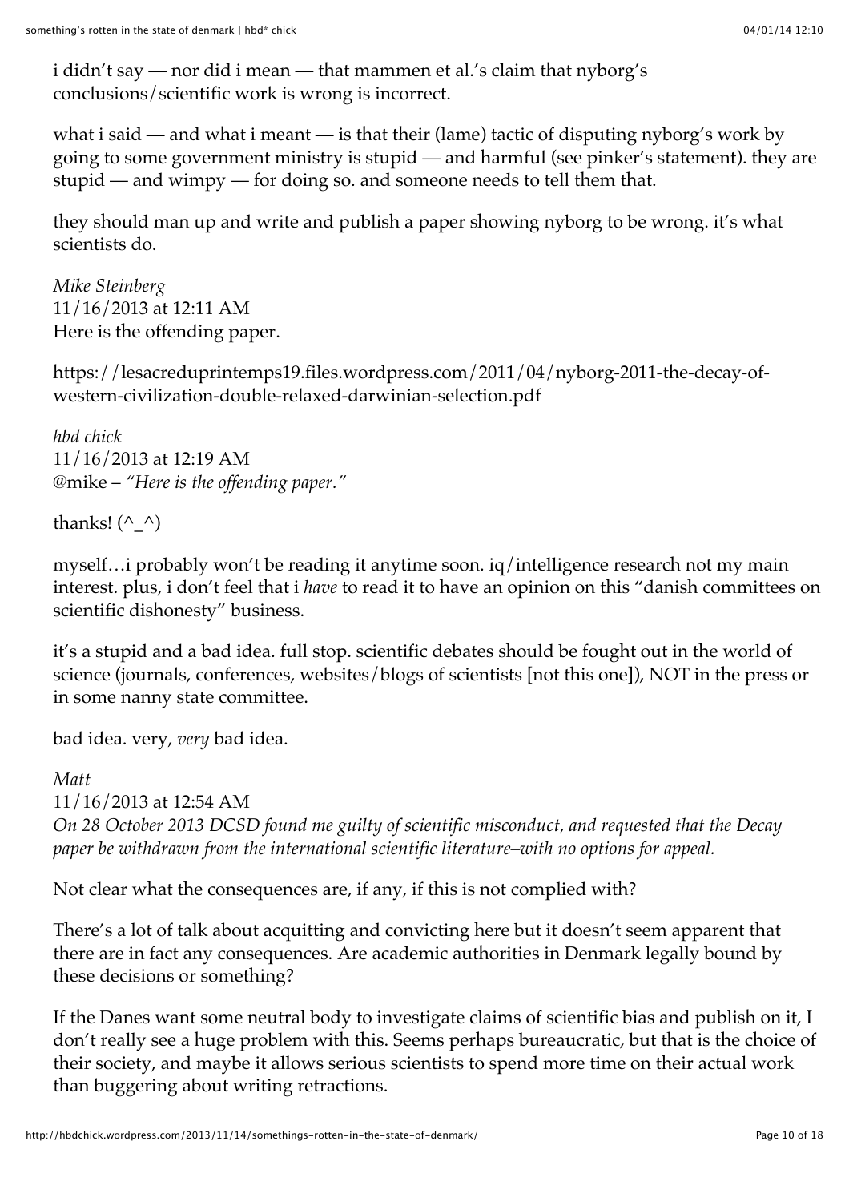i didn't say — nor did i mean — that mammen et al.'s claim that nyborg's conclusions/scientific work is wrong is incorrect.

what i said — and what i meant — is that their (lame) tactic of disputing nyborg's work by going to some government ministry is stupid — and harmful (see pinker's statement). they are stupid — and wimpy — for doing so. and someone needs to tell them that.

they should man up and write and publish a paper showing nyborg to be wrong. it's what scientists do.

*Mike Steinberg*
11/16/2013 at 12:11 AM
Here is the offending paper.

https://lesacreduprintemps19.files.wordpress.com/2011/04/nyborg-2011-the-decay-of-western-civilization-double-relaxed-darwinian-selection.pdf

*hbd chick*
11/16/2013 at 12:19 AM
@mike – *"Here is the offending paper."*

thanks! (^_^)

myself…i probably won't be reading it anytime soon. iq/intelligence research not my main interest. plus, i don't feel that i *have* to read it to have an opinion on this "danish committees on scientific dishonesty" business.

it's a stupid and a bad idea. full stop. scientific debates should be fought out in the world of science (journals, conferences, websites/blogs of scientists [not this one]), NOT in the press or in some nanny state committee.

bad idea. very, *very* bad idea.

*Matt*
11/16/2013 at 12:54 AM
*On 28 October 2013 DCSD found me guilty of scientific misconduct, and requested that the Decay paper be withdrawn from the international scientific literature–with no options for appeal.*

Not clear what the consequences are, if any, if this is not complied with?

There's a lot of talk about acquitting and convicting here but it doesn't seem apparent that there are in fact any consequences. Are academic authorities in Denmark legally bound by these decisions or something?

If the Danes want some neutral body to investigate claims of scientific bias and publish on it, I don't really see a huge problem with this. Seems perhaps bureaucratic, but that is the choice of their society, and maybe it allows serious scientists to spend more time on their actual work than buggering about writing retractions.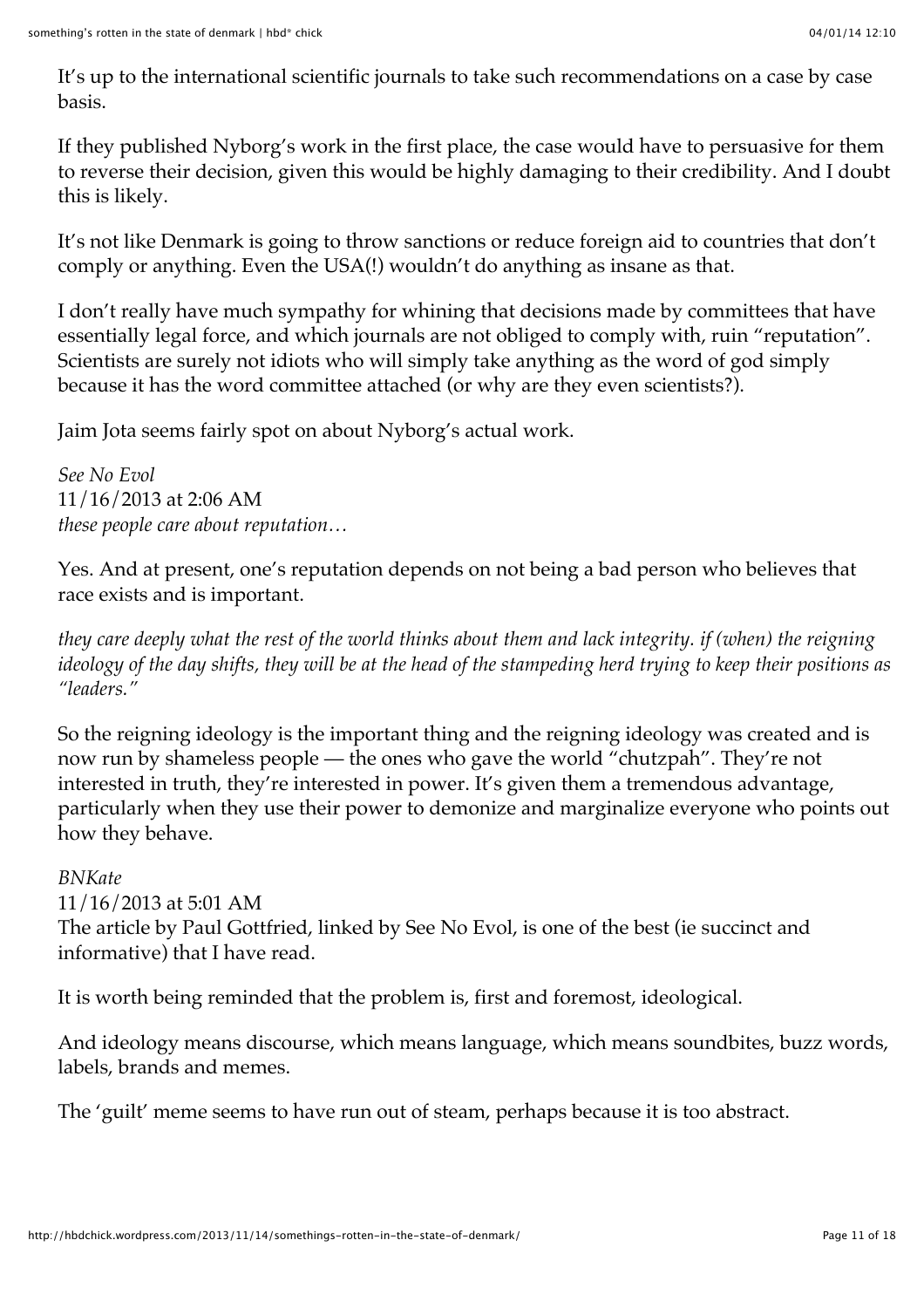It's up to the international scientific journals to take such recommendations on a case by case basis.

If they published Nyborg's work in the first place, the case would have to persuasive for them to reverse their decision, given this would be highly damaging to their credibility. And I doubt this is likely.

It's not like Denmark is going to throw sanctions or reduce foreign aid to countries that don't comply or anything. Even the USA(!) wouldn't do anything as insane as that.

I don't really have much sympathy for whining that decisions made by committees that have essentially legal force, and which journals are not obliged to comply with, ruin "reputation". Scientists are surely not idiots who will simply take anything as the word of god simply because it has the word committee attached (or why are they even scientists?).

Jaim Jota seems fairly spot on about Nyborg's actual work.

*See No Evol*
11/16/2013 at 2:06 AM
*these people care about reputation…*

Yes. And at present, one's reputation depends on not being a bad person who believes that race exists and is important.

*they care deeply what the rest of the world thinks about them and lack integrity. if (when) the reigning ideology of the day shifts, they will be at the head of the stampeding herd trying to keep their positions as "leaders."*

So the reigning ideology is the important thing and the reigning ideology was created and is now run by shameless people — the ones who gave the world "chutzpah". They're not interested in truth, they're interested in power. It's given them a tremendous advantage, particularly when they use their power to demonize and marginalize everyone who points out how they behave.

*BNKate*
11/16/2013 at 5:01 AM
The article by Paul Gottfried, linked by See No Evol, is one of the best (ie succinct and informative) that I have read.

It is worth being reminded that the problem is, first and foremost, ideological.

And ideology means discourse, which means language, which means soundbites, buzz words, labels, brands and memes.

The 'guilt' meme seems to have run out of steam, perhaps because it is too abstract.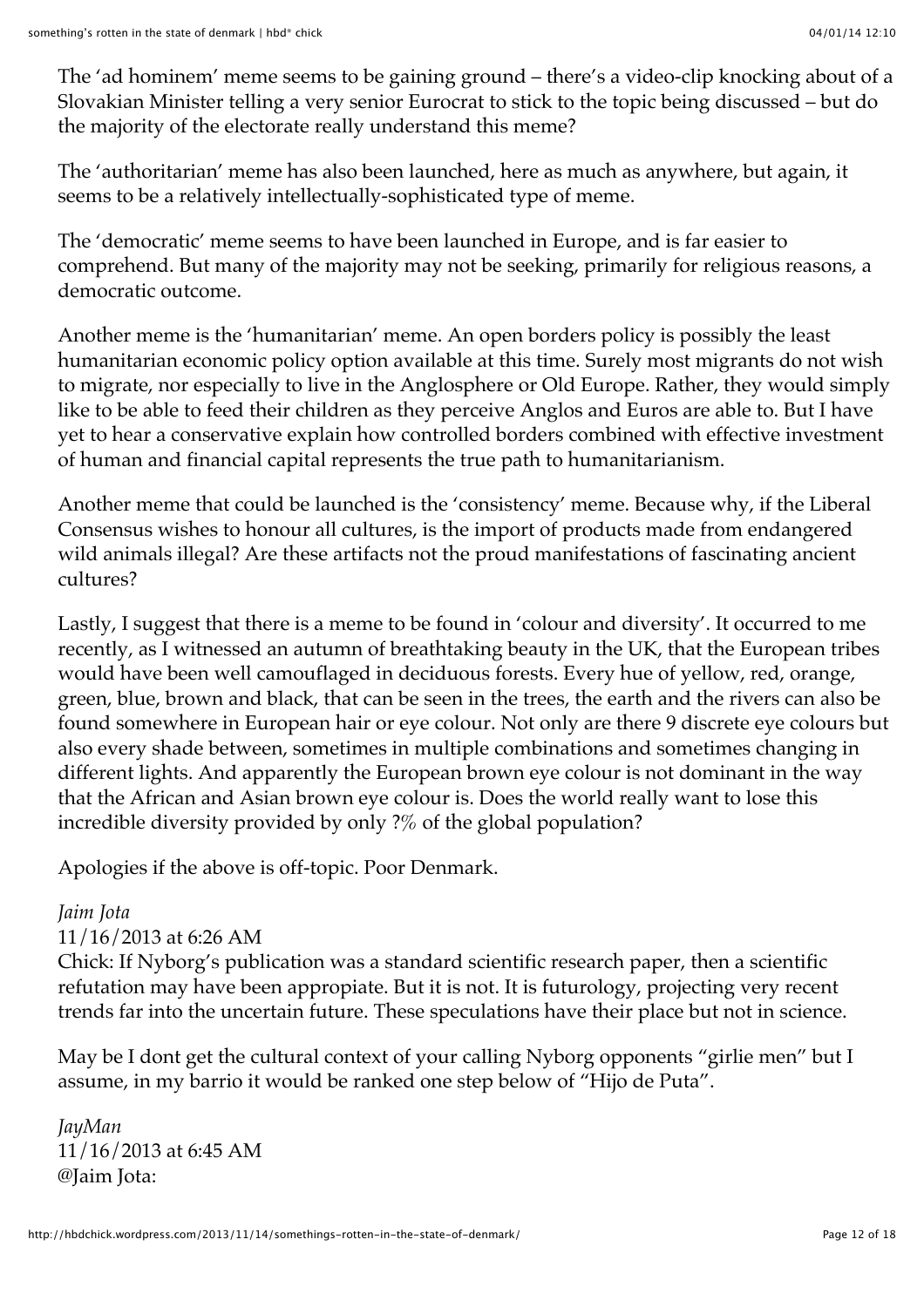The 'ad hominem' meme seems to be gaining ground – there's a video-clip knocking about of a Slovakian Minister telling a very senior Eurocrat to stick to the topic being discussed – but do the majority of the electorate really understand this meme?

The 'authoritarian' meme has also been launched, here as much as anywhere, but again, it seems to be a relatively intellectually-sophisticated type of meme.

The 'democratic' meme seems to have been launched in Europe, and is far easier to comprehend. But many of the majority may not be seeking, primarily for religious reasons, a democratic outcome.

Another meme is the 'humanitarian' meme. An open borders policy is possibly the least humanitarian economic policy option available at this time. Surely most migrants do not wish to migrate, nor especially to live in the Anglosphere or Old Europe. Rather, they would simply like to be able to feed their children as they perceive Anglos and Euros are able to. But I have yet to hear a conservative explain how controlled borders combined with effective investment of human and financial capital represents the true path to humanitarianism.

Another meme that could be launched is the 'consistency' meme. Because why, if the Liberal Consensus wishes to honour all cultures, is the import of products made from endangered wild animals illegal? Are these artifacts not the proud manifestations of fascinating ancient cultures?

Lastly, I suggest that there is a meme to be found in 'colour and diversity'. It occurred to me recently, as I witnessed an autumn of breathtaking beauty in the UK, that the European tribes would have been well camouflaged in deciduous forests. Every hue of yellow, red, orange, green, blue, brown and black, that can be seen in the trees, the earth and the rivers can also be found somewhere in European hair or eye colour. Not only are there 9 discrete eye colours but also every shade between, sometimes in multiple combinations and sometimes changing in different lights. And apparently the European brown eye colour is not dominant in the way that the African and Asian brown eye colour is. Does the world really want to lose this incredible diversity provided by only ?% of the global population?

Apologies if the above is off-topic. Poor Denmark.

*Jaim Jota*
11/16/2013 at 6:26 AM
Chick: If Nyborg's publication was a standard scientific research paper, then a scientific refutation may have been appropiate. But it is not. It is futurology, projecting very recent trends far into the uncertain future. These speculations have their place but not in science.

May be I dont get the cultural context of your calling Nyborg opponents "girlie men" but I assume, in my barrio it would be ranked one step below of "Hijo de Puta".

*JayMan*
11/16/2013 at 6:45 AM
@Jaim Jota: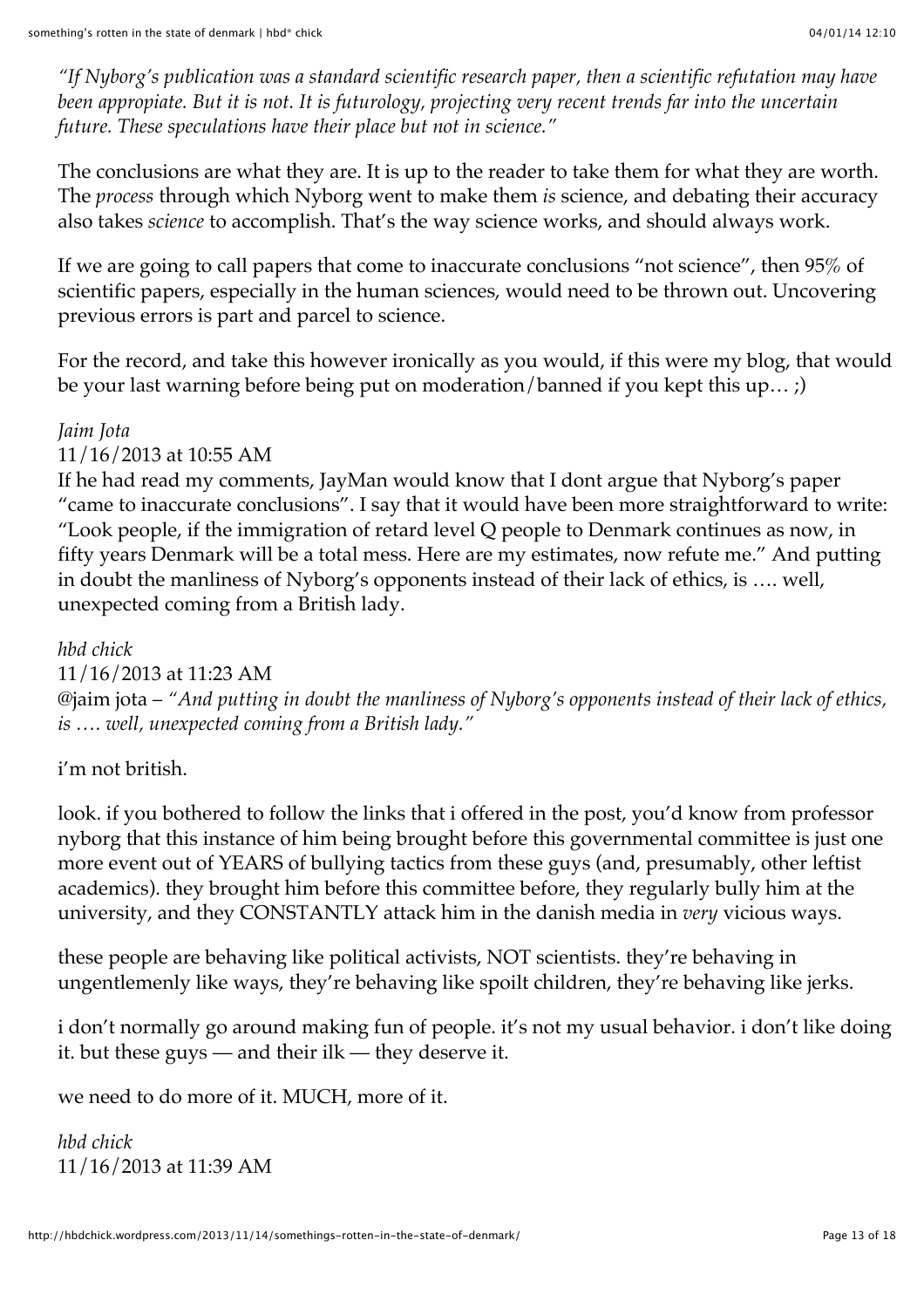*"If Nyborg's publication was a standard scientific research paper, then a scientific refutation may have been appropiate. But it is not. It is futurology, projecting very recent trends far into the uncertain future. These speculations have their place but not in science."*

The conclusions are what they are. It is up to the reader to take them for what they are worth. The *process* through which Nyborg went to make them *is* science, and debating their accuracy also takes *science* to accomplish. That's the way science works, and should always work.

If we are going to call papers that come to inaccurate conclusions "not science", then 95% of scientific papers, especially in the human sciences, would need to be thrown out. Uncovering previous errors is part and parcel to science.

For the record, and take this however ironically as you would, if this were my blog, that would be your last warning before being put on moderation/banned if you kept this up… ;)

*Jaim Jota*
11/16/2013 at 10:55 AM
If he had read my comments, JayMan would know that I dont argue that Nyborg's paper "came to inaccurate conclusions". I say that it would have been more straightforward to write: "Look people, if the immigration of retard level Q people to Denmark continues as now, in fifty years Denmark will be a total mess. Here are my estimates, now refute me." And putting in doubt the manliness of Nyborg's opponents instead of their lack of ethics, is …. well, unexpected coming from a British lady.

*hbd chick*
11/16/2013 at 11:23 AM
@jaim jota – *"And putting in doubt the manliness of Nyborg's opponents instead of their lack of ethics, is …. well, unexpected coming from a British lady."*

i'm not british.

look. if you bothered to follow the links that i offered in the post, you'd know from professor nyborg that this instance of him being brought before this governmental committee is just one more event out of YEARS of bullying tactics from these guys (and, presumably, other leftist academics). they brought him before this committee before, they regularly bully him at the university, and they CONSTANTLY attack him in the danish media in *very* vicious ways.

these people are behaving like political activists, NOT scientists. they're behaving in ungentlemenly like ways, they're behaving like spoilt children, they're behaving like jerks.

i don't normally go around making fun of people. it's not my usual behavior. i don't like doing it. but these guys — and their ilk — they deserve it.

we need to do more of it. MUCH, more of it.

*hbd chick*
11/16/2013 at 11:39 AM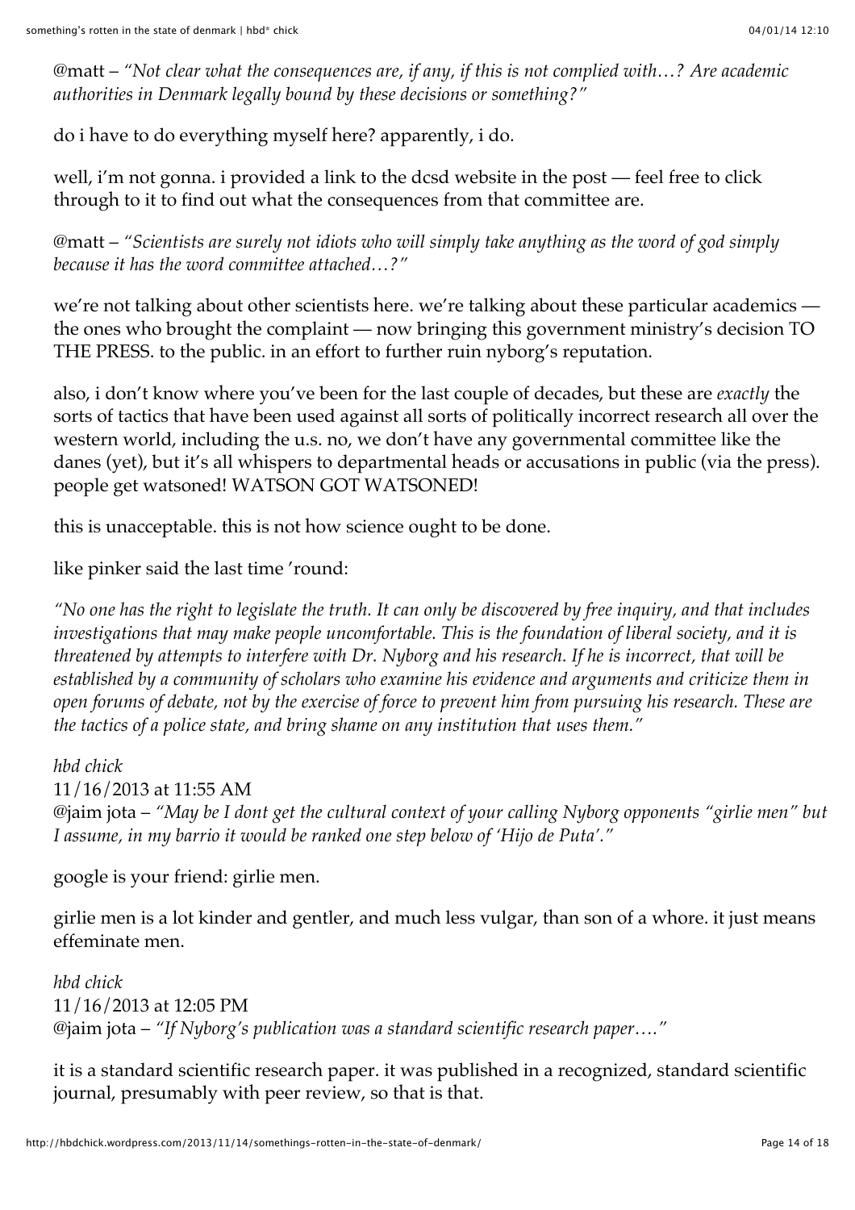@matt – *"Not clear what the consequences are, if any, if this is not complied with…? Are academic authorities in Denmark legally bound by these decisions or something?"*

do i have to do everything myself here? apparently, i do.

well, i'm not gonna. i provided a link to the dcsd website in the post — feel free to click through to it to find out what the consequences from that committee are.

@matt – *"Scientists are surely not idiots who will simply take anything as the word of god simply because it has the word committee attached…?"*

we're not talking about other scientists here. we're talking about these particular academics — the ones who brought the complaint — now bringing this government ministry's decision TO THE PRESS. to the public. in an effort to further ruin nyborg's reputation.

also, i don't know where you've been for the last couple of decades, but these are *exactly* the sorts of tactics that have been used against all sorts of politically incorrect research all over the western world, including the u.s. no, we don't have any governmental committee like the danes (yet), but it's all whispers to departmental heads or accusations in public (via the press). people get watsoned! WATSON GOT WATSONED!

this is unacceptable. this is not how science ought to be done.

like pinker said the last time 'round:

*"No one has the right to legislate the truth. It can only be discovered by free inquiry, and that includes investigations that may make people uncomfortable. This is the foundation of liberal society, and it is threatened by attempts to interfere with Dr. Nyborg and his research. If he is incorrect, that will be established by a community of scholars who examine his evidence and arguments and criticize them in open forums of debate, not by the exercise of force to prevent him from pursuing his research. These are the tactics of a police state, and bring shame on any institution that uses them."*

*hbd chick*
11/16/2013 at 11:55 AM
@jaim jota – *"May be I dont get the cultural context of your calling Nyborg opponents "girlie men" but I assume, in my barrio it would be ranked one step below of 'Hijo de Puta'."*

google is your friend: girlie men.

girlie men is a lot kinder and gentler, and much less vulgar, than son of a whore. it just means effeminate men.

*hbd chick*
11/16/2013 at 12:05 PM
@jaim jota – *"If Nyborg's publication was a standard scientific research paper…."*

it is a standard scientific research paper. it was published in a recognized, standard scientific journal, presumably with peer review, so that is that.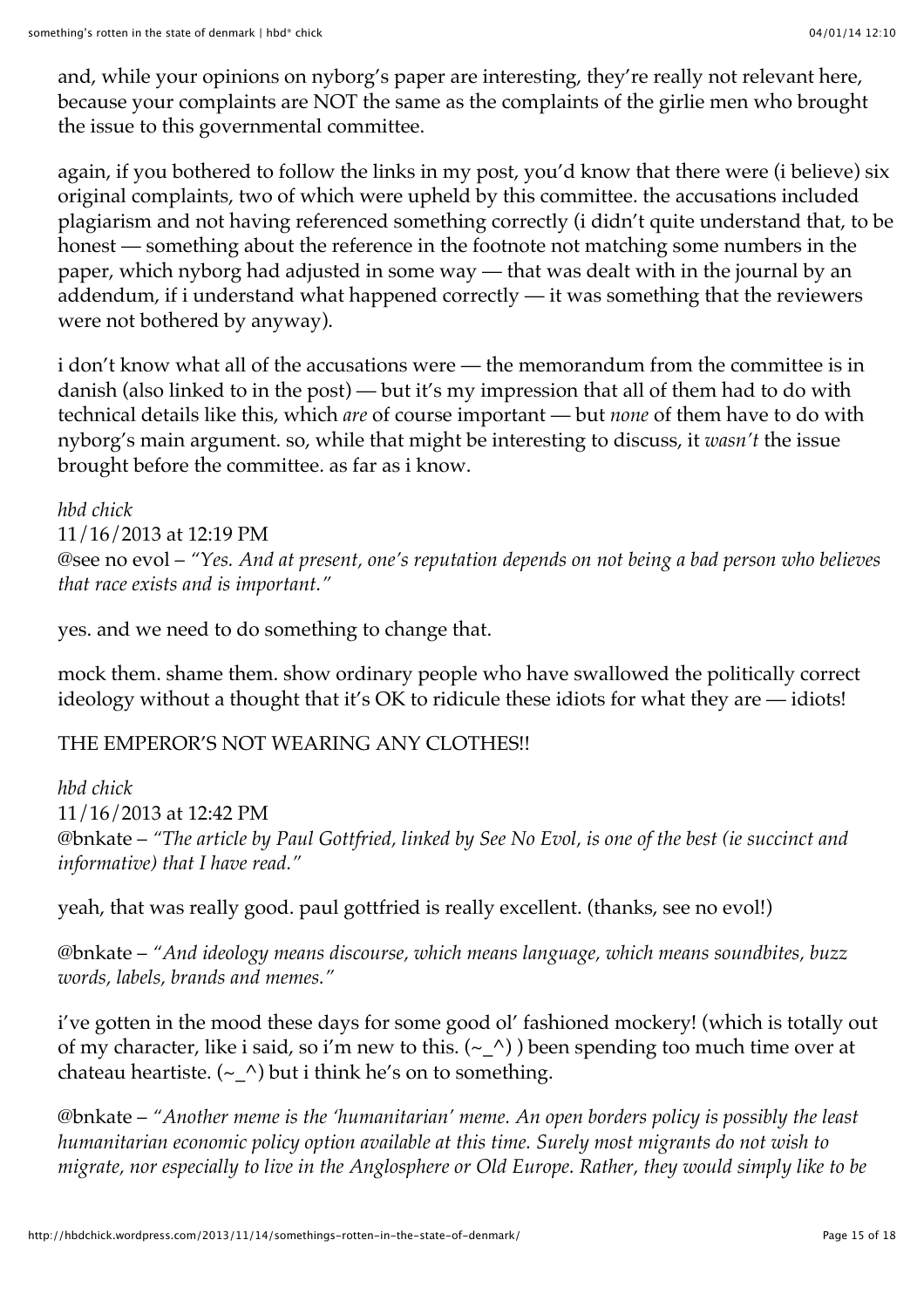and, while your opinions on nyborg's paper are interesting, they're really not relevant here, because your complaints are NOT the same as the complaints of the girlie men who brought the issue to this governmental committee.

again, if you bothered to follow the links in my post, you'd know that there were (i believe) six original complaints, two of which were upheld by this committee. the accusations included plagiarism and not having referenced something correctly (i didn't quite understand that, to be honest — something about the reference in the footnote not matching some numbers in the paper, which nyborg had adjusted in some way — that was dealt with in the journal by an addendum, if i understand what happened correctly — it was something that the reviewers were not bothered by anyway).

i don't know what all of the accusations were — the memorandum from the committee is in danish (also linked to in the post) — but it's my impression that all of them had to do with technical details like this, which *are* of course important — but *none* of them have to do with nyborg's main argument. so, while that might be interesting to discuss, it *wasn't* the issue brought before the committee. as far as i know.

*hbd chick*
11/16/2013 at 12:19 PM
@see no evol – *"Yes. And at present, one's reputation depends on not being a bad person who believes that race exists and is important."*

yes. and we need to do something to change that.

mock them. shame them. show ordinary people who have swallowed the politically correct ideology without a thought that it's OK to ridicule these idiots for what they are — idiots!

THE EMPEROR'S NOT WEARING ANY CLOTHES!!

*hbd chick*
11/16/2013 at 12:42 PM
@bnkate – *"The article by Paul Gottfried, linked by See No Evol, is one of the best (ie succinct and informative) that I have read."*

yeah, that was really good. paul gottfried is really excellent. (thanks, see no evol!)

@bnkate – *"And ideology means discourse, which means language, which means soundbites, buzz words, labels, brands and memes."*

i've gotten in the mood these days for some good ol' fashioned mockery! (which is totally out of my character, like i said, so i'm new to this. (~_^) ) been spending too much time over at chateau heartiste. (~_^) but i think he's on to something.

@bnkate – *"Another meme is the 'humanitarian' meme. An open borders policy is possibly the least humanitarian economic policy option available at this time. Surely most migrants do not wish to migrate, nor especially to live in the Anglosphere or Old Europe. Rather, they would simply like to be*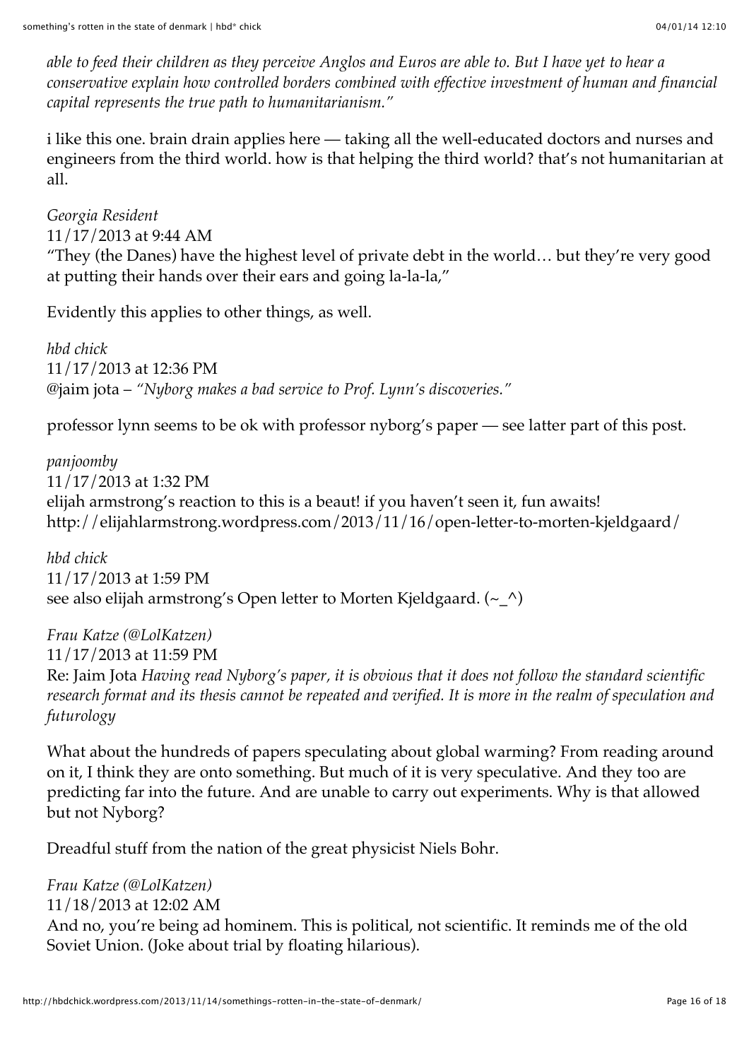*able to feed their children as they perceive Anglos and Euros are able to. But I have yet to hear a conservative explain how controlled borders combined with effective investment of human and financial capital represents the true path to humanitarianism."*

i like this one. brain drain applies here — taking all the well-educated doctors and nurses and engineers from the third world. how is that helping the third world? that's not humanitarian at all.

*Georgia Resident*
11/17/2013 at 9:44 AM
"They (the Danes) have the highest level of private debt in the world… but they're very good at putting their hands over their ears and going la-la-la,"

Evidently this applies to other things, as well.

*hbd chick*
11/17/2013 at 12:36 PM
@jaim jota – *"Nyborg makes a bad service to Prof. Lynn's discoveries."*

professor lynn seems to be ok with professor nyborg's paper — see latter part of this post.

*panjoomby*
11/17/2013 at 1:32 PM
elijah armstrong's reaction to this is a beaut! if you haven't seen it, fun awaits! http://elijahlarmstrong.wordpress.com/2013/11/16/open-letter-to-morten-kjeldgaard/

*hbd chick*
11/17/2013 at 1:59 PM
see also elijah armstrong's Open letter to Morten Kjeldgaard. (~_^)

*Frau Katze (@LolKatzen)*
11/17/2013 at 11:59 PM
Re: Jaim Jota *Having read Nyborg's paper, it is obvious that it does not follow the standard scientific research format and its thesis cannot be repeated and verified. It is more in the realm of speculation and futurology*

What about the hundreds of papers speculating about global warming? From reading around on it, I think they are onto something. But much of it is very speculative. And they too are predicting far into the future. And are unable to carry out experiments. Why is that allowed but not Nyborg?

Dreadful stuff from the nation of the great physicist Niels Bohr.

*Frau Katze (@LolKatzen)*
11/18/2013 at 12:02 AM
And no, you're being ad hominem. This is political, not scientific. It reminds me of the old Soviet Union. (Joke about trial by floating hilarious).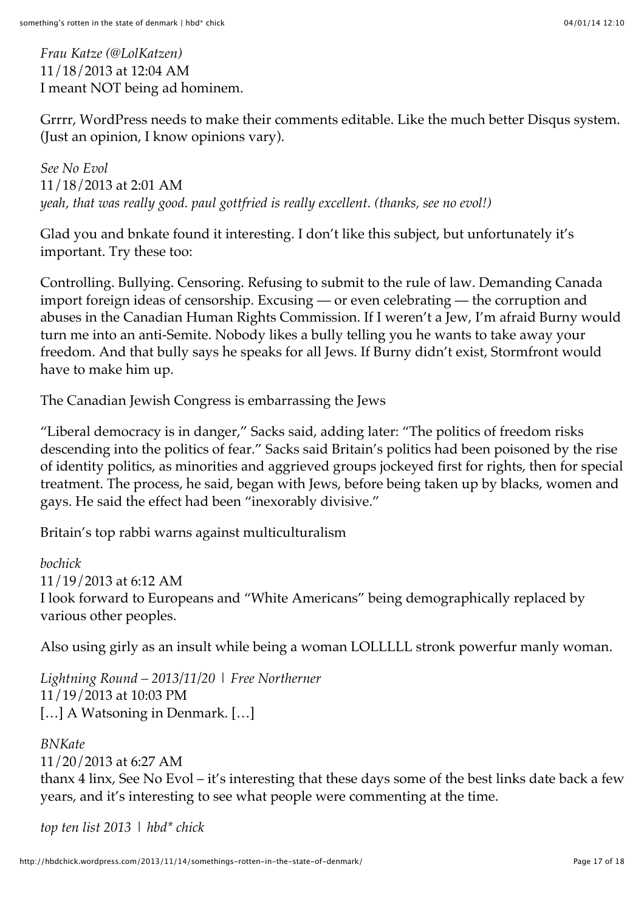*Frau Katze (@LolKatzen)*
11/18/2013 at 12:04 AM
I meant NOT being ad hominem.

Grrrr, WordPress needs to make their comments editable. Like the much better Disqus system. (Just an opinion, I know opinions vary).

*See No Evol*
11/18/2013 at 2:01 AM
*yeah, that was really good. paul gottfried is really excellent. (thanks, see no evol!)*

Glad you and bnkate found it interesting. I don't like this subject, but unfortunately it's important. Try these too:

Controlling. Bullying. Censoring. Refusing to submit to the rule of law. Demanding Canada import foreign ideas of censorship. Excusing — or even celebrating — the corruption and abuses in the Canadian Human Rights Commission. If I weren't a Jew, I'm afraid Burny would turn me into an anti-Semite. Nobody likes a bully telling you he wants to take away your freedom. And that bully says he speaks for all Jews. If Burny didn't exist, Stormfront would have to make him up.

The Canadian Jewish Congress is embarrassing the Jews

"Liberal democracy is in danger," Sacks said, adding later: "The politics of freedom risks descending into the politics of fear." Sacks said Britain's politics had been poisoned by the rise of identity politics, as minorities and aggrieved groups jockeyed first for rights, then for special treatment. The process, he said, began with Jews, before being taken up by blacks, women and gays. He said the effect had been "inexorably divisive."

Britain's top rabbi warns against multiculturalism

*bochick*
11/19/2013 at 6:12 AM
I look forward to Europeans and "White Americans" being demographically replaced by various other peoples.

Also using girly as an insult while being a woman LOLLLLL stronk powerfur manly woman.

*Lightning Round – 2013/11/20 | Free Northerner*
11/19/2013 at 10:03 PM
[…] A Watsoning in Denmark. […]

*BNKate*
11/20/2013 at 6:27 AM
thanx 4 linx, See No Evol – it's interesting that these days some of the best links date back a few years, and it's interesting to see what people were commenting at the time.

*top ten list 2013 | hbd* chick*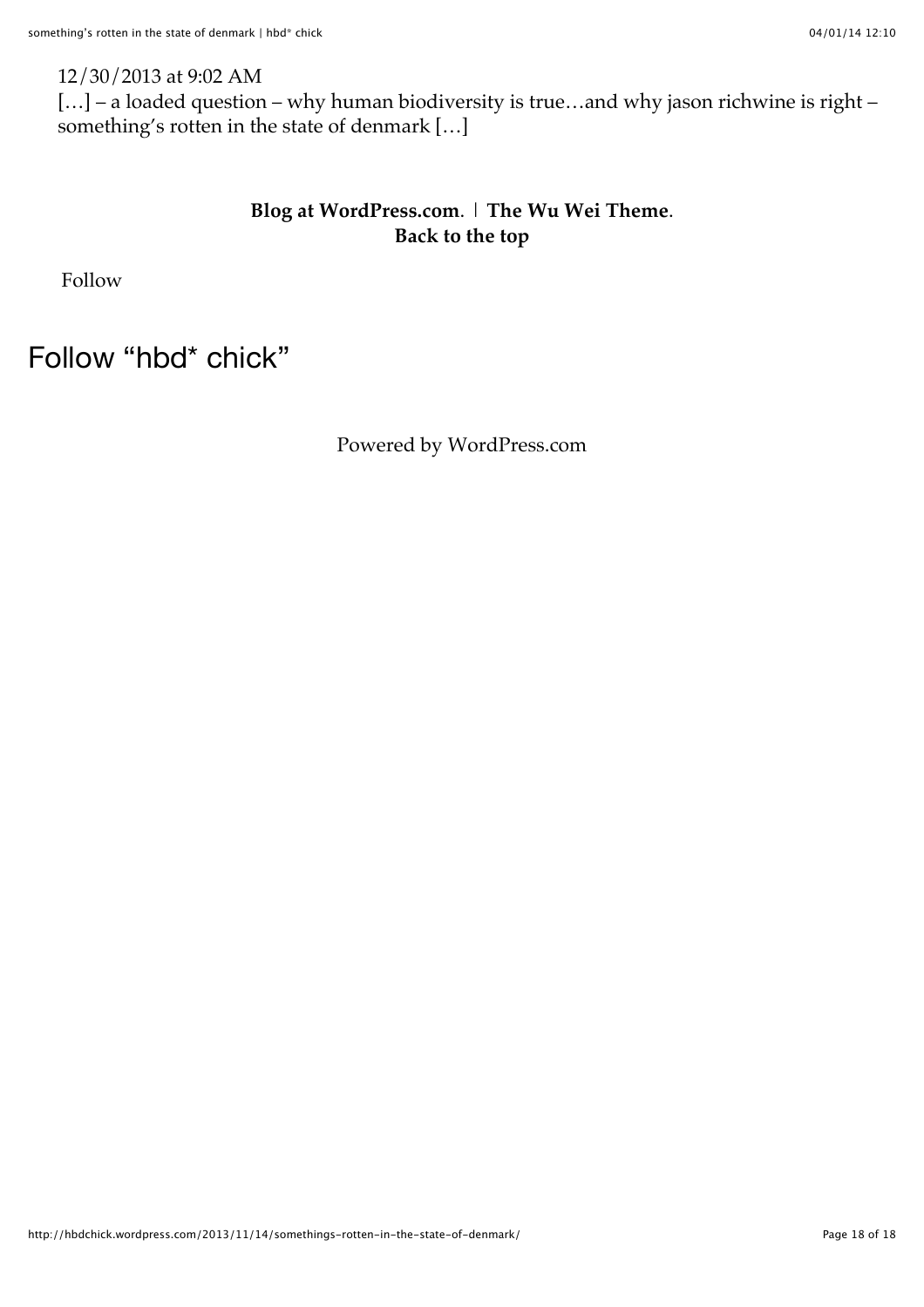12/30/2013 at 9:02 AM

[…] – a loaded question – why human biodiversity is true…and why jason richwine is right – something's rotten in the state of denmark […]

**Blog at WordPress.com**. | **The Wu Wei Theme**.
**Back to the top**

Follow

# Follow "hbd* chick"

Powered by WordPress.com